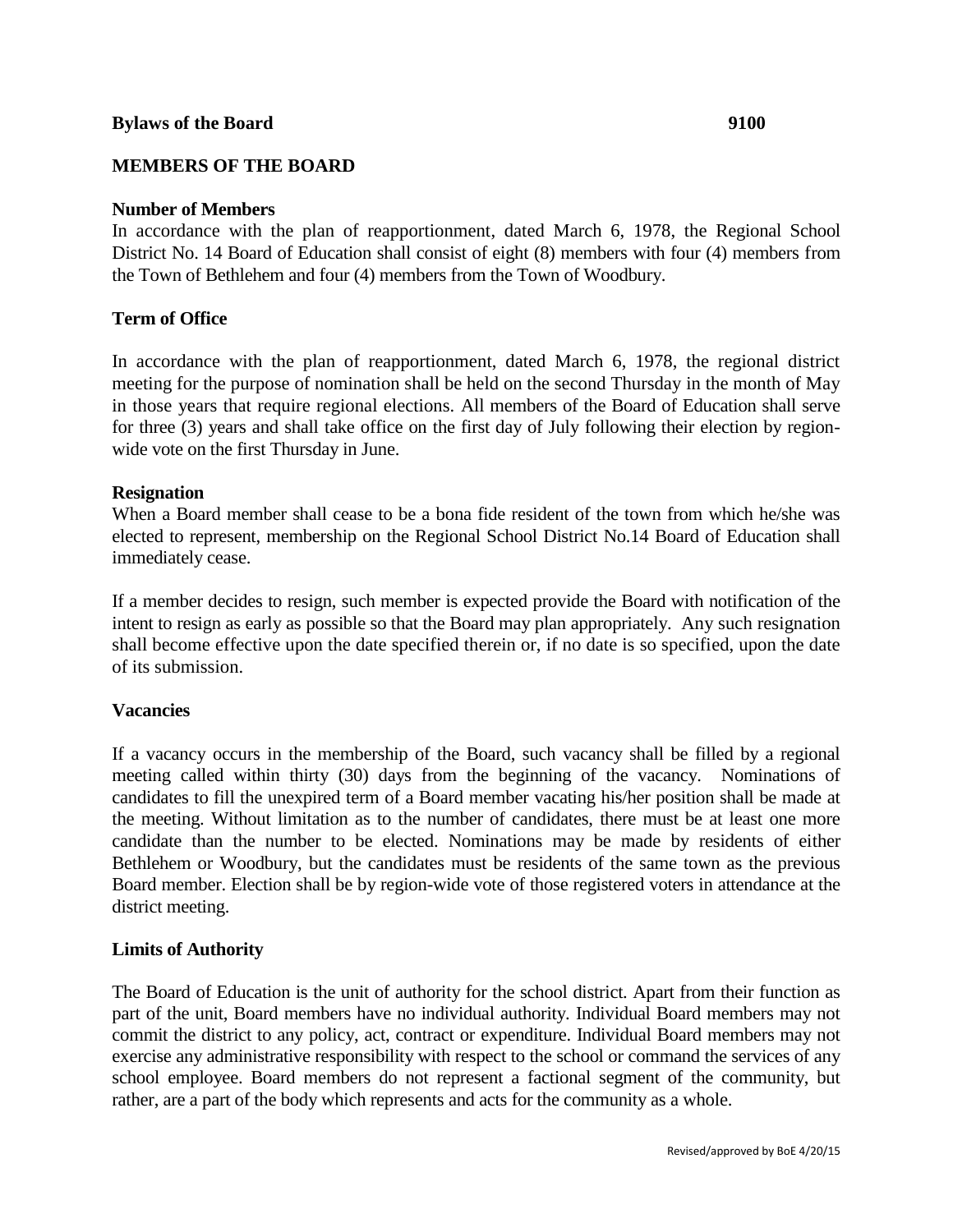**Bylaws of the Board** **9100**

## MEMBERS OF THE BOARD

### Number of Members

In accordance with the plan of reapportionment, dated March 6, 1978, the Regional School District No. 14 Board of Education shall consist of eight (8) members with four (4) members from the Town of Bethlehem and four (4) members from the Town of Woodbury.

### Term of Office

In accordance with the plan of reapportionment, dated March 6, 1978, the regional district meeting for the purpose of nomination shall be held on the second Thursday in the month of May in those years that require regional elections. All members of the Board of Education shall serve for three (3) years and shall take office on the first day of July following their election by region-wide vote on the first Thursday in June.

### Resignation

When a Board member shall cease to be a bona fide resident of the town from which he/she was elected to represent, membership on the Regional School District No.14 Board of Education shall immediately cease.

If a member decides to resign, such member is expected provide the Board with notification of the intent to resign as early as possible so that the Board may plan appropriately. Any such resignation shall become effective upon the date specified therein or, if no date is so specified, upon the date of its submission.

### Vacancies

If a vacancy occurs in the membership of the Board, such vacancy shall be filled by a regional meeting called within thirty (30) days from the beginning of the vacancy. Nominations of candidates to fill the unexpired term of a Board member vacating his/her position shall be made at the meeting. Without limitation as to the number of candidates, there must be at least one more candidate than the number to be elected. Nominations may be made by residents of either Bethlehem or Woodbury, but the candidates must be residents of the same town as the previous Board member. Election shall be by region-wide vote of those registered voters in attendance at the district meeting.

### Limits of Authority

The Board of Education is the unit of authority for the school district. Apart from their function as part of the unit, Board members have no individual authority. Individual Board members may not commit the district to any policy, act, contract or expenditure. Individual Board members may not exercise any administrative responsibility with respect to the school or command the services of any school employee. Board members do not represent a factional segment of the community, but rather, are a part of the body which represents and acts for the community as a whole.

Revised/approved by BoE 4/20/15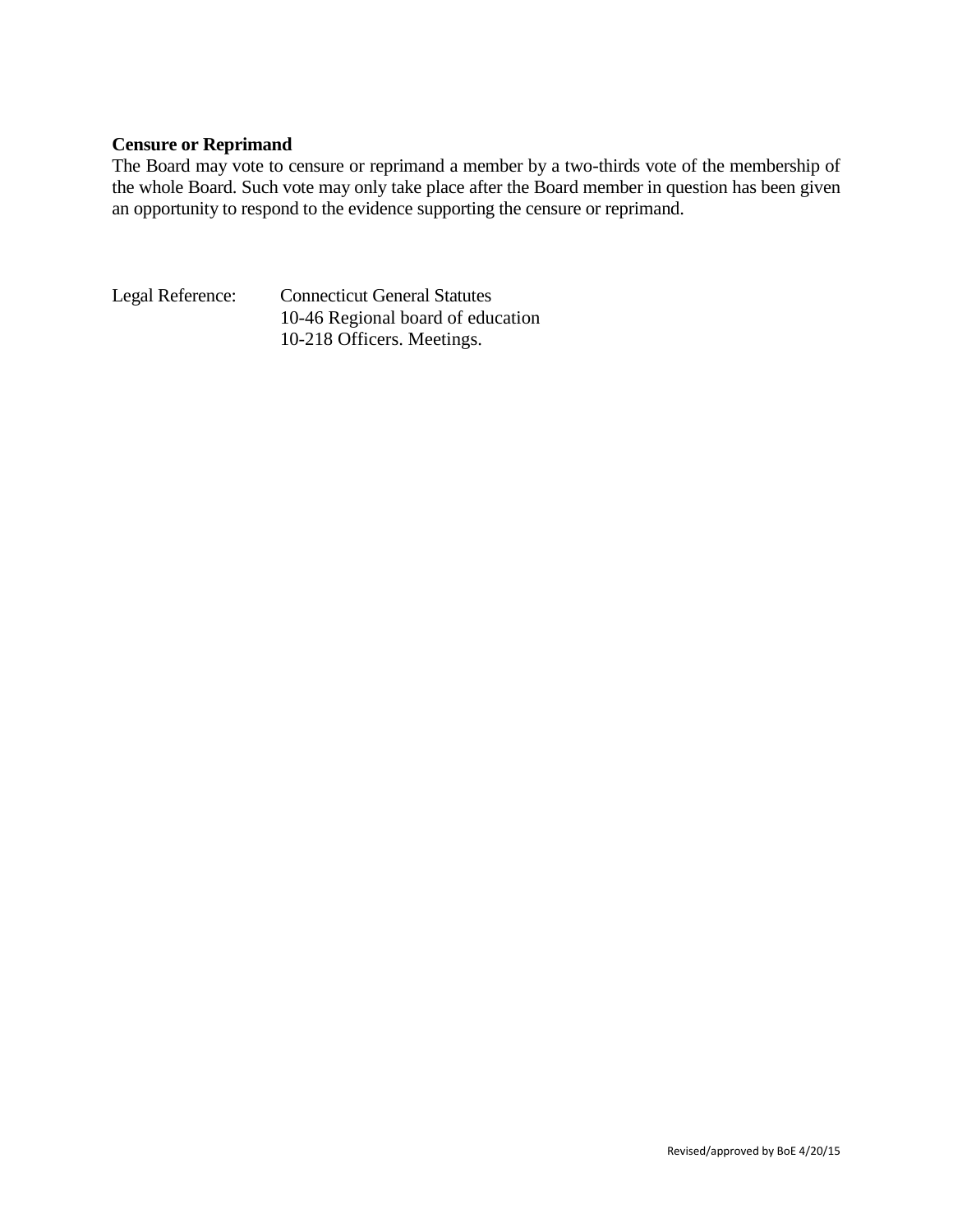**Censure or Reprimand**

The Board may vote to censure or reprimand a member by a two-thirds vote of the membership of the whole Board. Such vote may only take place after the Board member in question has been given an opportunity to respond to the evidence supporting the censure or reprimand.

Legal Reference: Connecticut General Statutes
10-46 Regional board of education
10-218 Officers. Meetings.

Revised/approved by BoE 4/20/15